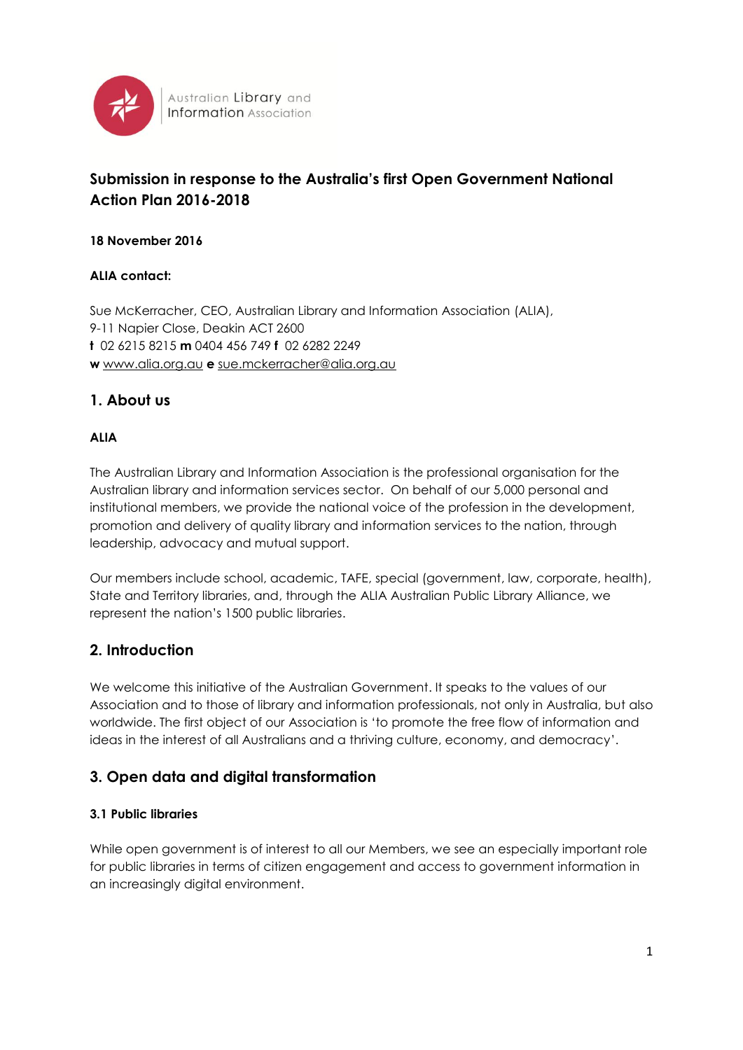Australian Library and Information Association

# Submission in response to the Australia's first Open Government National Action Plan 2016-2018

**18 November 2016**

**ALIA contact:**

Sue McKerracher, CEO, Australian Library and Information Association (ALIA),
9-11 Napier Close, Deakin ACT 2600
**t** 02 6215 8215 **m** 0404 456 749 **f** 02 6282 2249
**w** www.alia.org.au **e** sue.mckerracher@alia.org.au

## 1. About us

### ALIA

The Australian Library and Information Association is the professional organisation for the Australian library and information services sector. On behalf of our 5,000 personal and institutional members, we provide the national voice of the profession in the development, promotion and delivery of quality library and information services to the nation, through leadership, advocacy and mutual support.

Our members include school, academic, TAFE, special (government, law, corporate, health), State and Territory libraries, and, through the ALIA Australian Public Library Alliance, we represent the nation's 1500 public libraries.

## 2. Introduction

We welcome this initiative of the Australian Government. It speaks to the values of our Association and to those of library and information professionals, not only in Australia, but also worldwide. The first object of our Association is 'to promote the free flow of information and ideas in the interest of all Australians and a thriving culture, economy, and democracy'.

## 3. Open data and digital transformation

### 3.1 Public libraries

While open government is of interest to all our Members, we see an especially important role for public libraries in terms of citizen engagement and access to government information in an increasingly digital environment.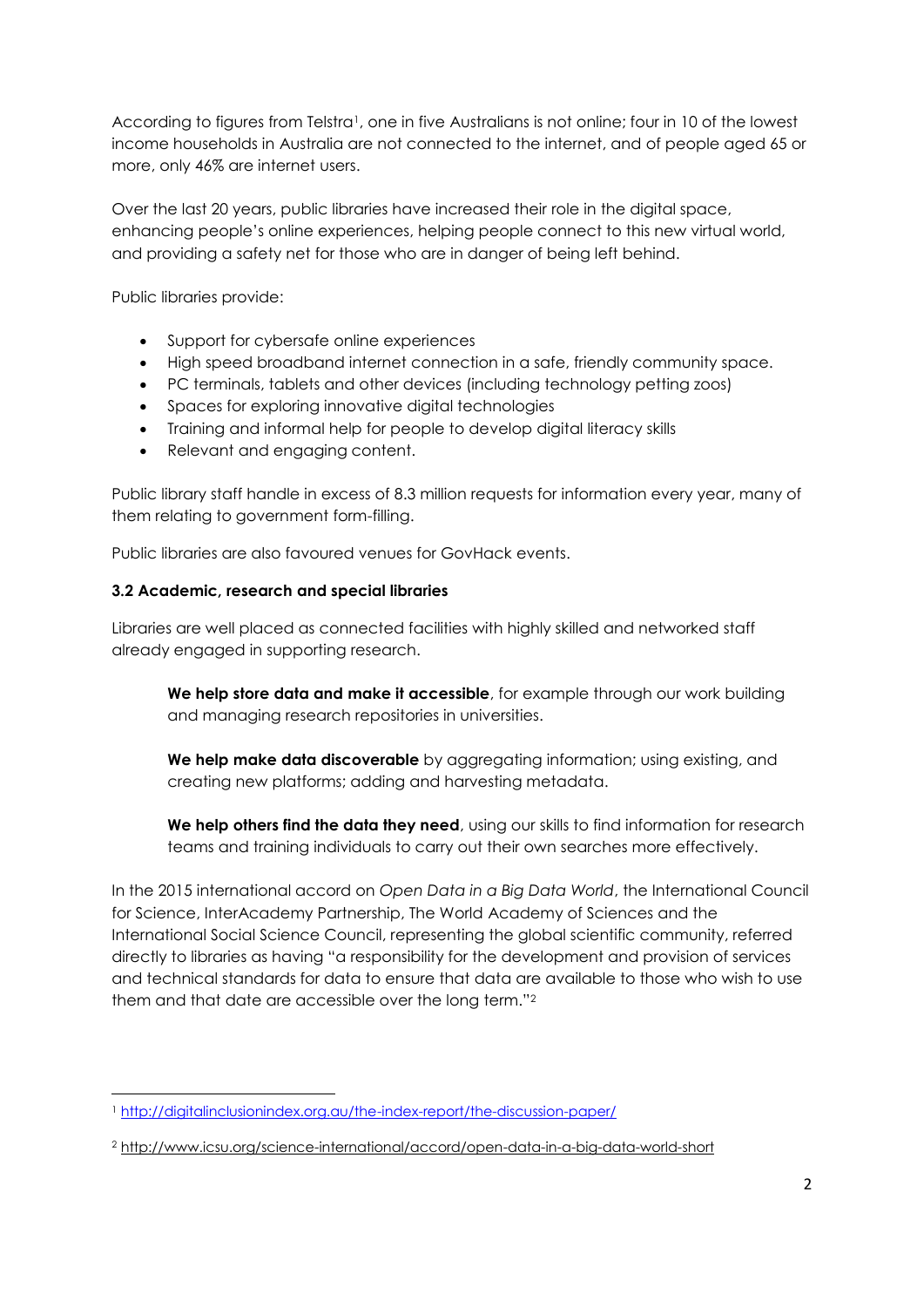According to figures from Telstra[1], one in five Australians is not online; four in 10 of the lowest income households in Australia are not connected to the internet, and of people aged 65 or more, only 46% are internet users.

Over the last 20 years, public libraries have increased their role in the digital space, enhancing people's online experiences, helping people connect to this new virtual world, and providing a safety net for those who are in danger of being left behind.

Public libraries provide:

- Support for cybersafe online experiences
- High speed broadband internet connection in a safe, friendly community space.
- PC terminals, tablets and other devices (including technology petting zoos)
- Spaces for exploring innovative digital technologies
- Training and informal help for people to develop digital literacy skills
- Relevant and engaging content.

Public library staff handle in excess of 8.3 million requests for information every year, many of them relating to government form-filling.

Public libraries are also favoured venues for GovHack events.

### 3.2 Academic, research and special libraries

Libraries are well placed as connected facilities with highly skilled and networked staff already engaged in supporting research.

> **We help store data and make it accessible**, for example through our work building and managing research repositories in universities.
>
> **We help make data discoverable** by aggregating information; using existing, and creating new platforms; adding and harvesting metadata.
>
> **We help others find the data they need**, using our skills to find information for research teams and training individuals to carry out their own searches more effectively.

In the 2015 international accord on *Open Data in a Big Data World*, the International Council for Science, InterAcademy Partnership, The World Academy of Sciences and the International Social Science Council, representing the global scientific community, referred directly to libraries as having "a responsibility for the development and provision of services and technical standards for data to ensure that data are available to those who wish to use them and that date are accessible over the long term."[2]

---

[1] http://digitalinclusionindex.org.au/the-index-report/the-discussion-paper/

[2] http://www.icsu.org/science-international/accord/open-data-in-a-big-data-world-short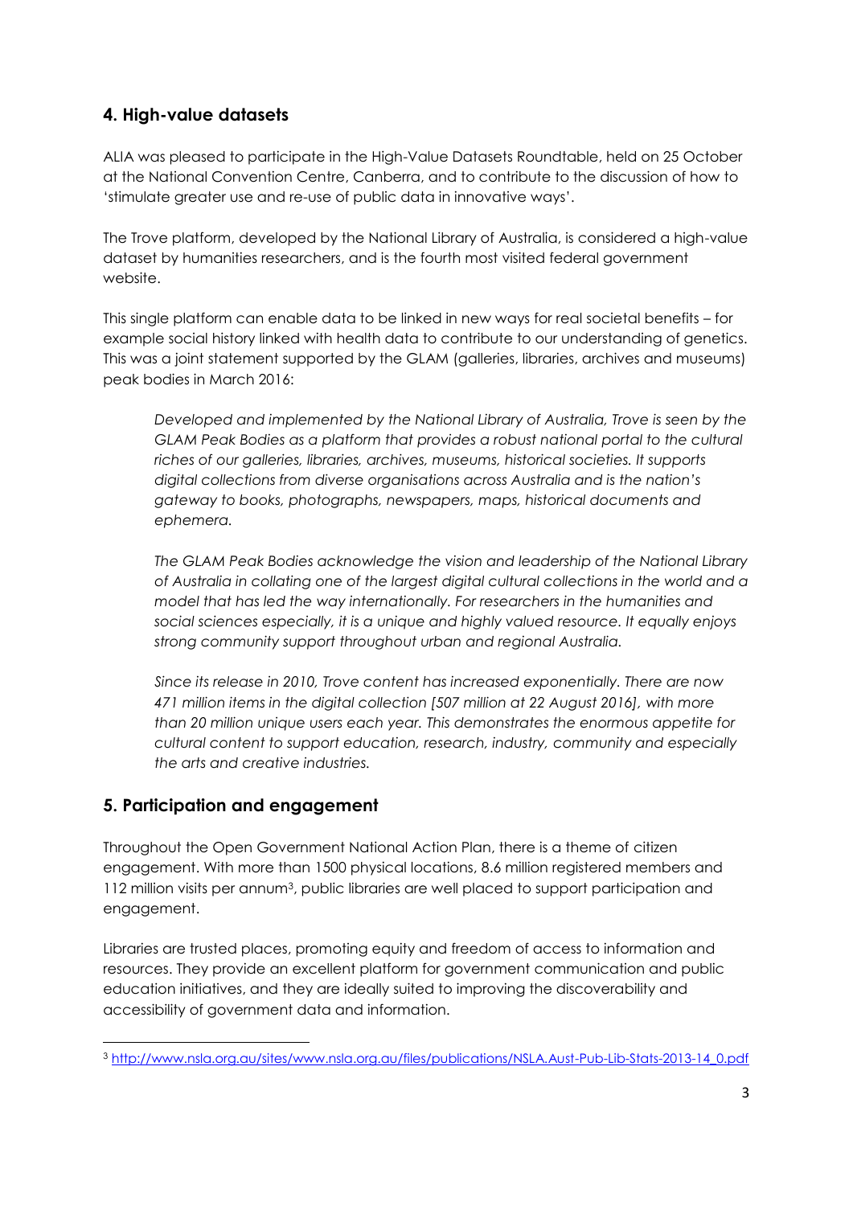## 4. High-value datasets

ALIA was pleased to participate in the High-Value Datasets Roundtable, held on 25 October at the National Convention Centre, Canberra, and to contribute to the discussion of how to 'stimulate greater use and re-use of public data in innovative ways'.

The Trove platform, developed by the National Library of Australia, is considered a high-value dataset by humanities researchers, and is the fourth most visited federal government website.

This single platform can enable data to be linked in new ways for real societal benefits – for example social history linked with health data to contribute to our understanding of genetics. This was a joint statement supported by the GLAM (galleries, libraries, archives and museums) peak bodies in March 2016:

> *Developed and implemented by the National Library of Australia, Trove is seen by the GLAM Peak Bodies as a platform that provides a robust national portal to the cultural riches of our galleries, libraries, archives, museums, historical societies. It supports digital collections from diverse organisations across Australia and is the nation's gateway to books, photographs, newspapers, maps, historical documents and ephemera.*
>
> *The GLAM Peak Bodies acknowledge the vision and leadership of the National Library of Australia in collating one of the largest digital cultural collections in the world and a model that has led the way internationally. For researchers in the humanities and social sciences especially, it is a unique and highly valued resource. It equally enjoys strong community support throughout urban and regional Australia.*
>
> *Since its release in 2010, Trove content has increased exponentially. There are now 471 million items in the digital collection [507 million at 22 August 2016], with more than 20 million unique users each year. This demonstrates the enormous appetite for cultural content to support education, research, industry, community and especially the arts and creative industries.*

## 5. Participation and engagement

Throughout the Open Government National Action Plan, there is a theme of citizen engagement. With more than 1500 physical locations, 8.6 million registered members and 112 million visits per annum[3], public libraries are well placed to support participation and engagement.

Libraries are trusted places, promoting equity and freedom of access to information and resources. They provide an excellent platform for government communication and public education initiatives, and they are ideally suited to improving the discoverability and accessibility of government data and information.

---

[3] http://www.nsla.org.au/sites/www.nsla.org.au/files/publications/NSLA.Aust-Pub-Lib-Stats-2013-14_0.pdf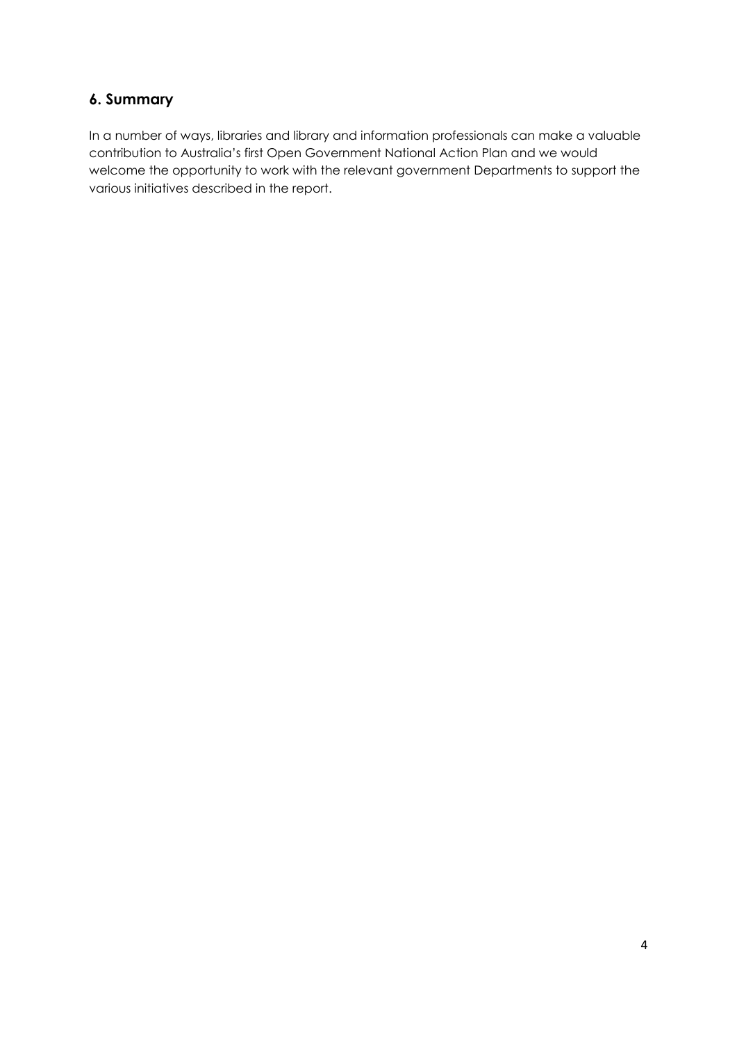## 6. Summary

In a number of ways, libraries and library and information professionals can make a valuable contribution to Australia's first Open Government National Action Plan and we would welcome the opportunity to work with the relevant government Departments to support the various initiatives described in the report.